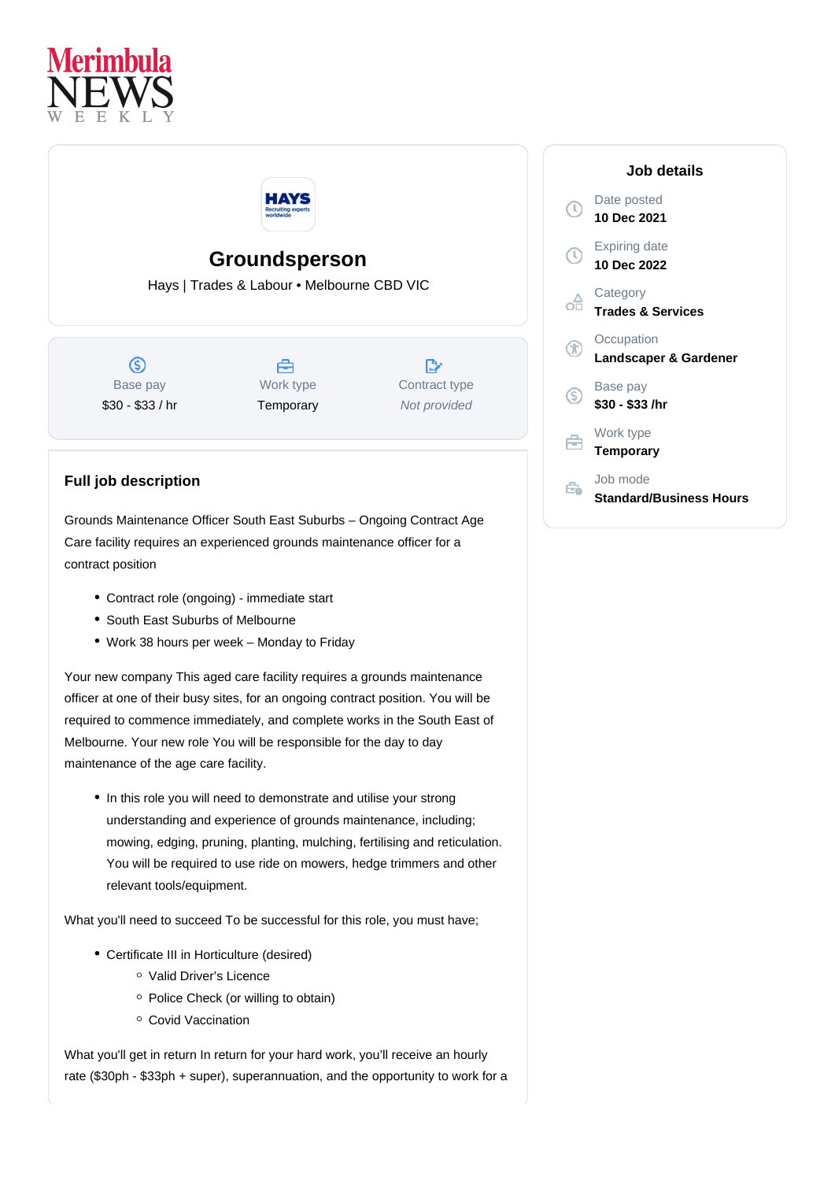Merimbula NEWS WEEKLY

# Groundsperson

Hays | Trades & Labour • Melbourne CBD VIC

| Base pay | Work type | Contract type |
|---|---|---|
| $30 - $33 / hr | Temporary | *Not provided* |

## Job details

Date posted
**10 Dec 2021**

Expiring date
**10 Dec 2022**

Category
**Trades & Services**

Occupation
**Landscaper & Gardener**

Base pay
**$30 - $33 /hr**

Work type
**Temporary**

Job mode
**Standard/Business Hours**

## Full job description

Grounds Maintenance Officer South East Suburbs – Ongoing Contract Age Care facility requires an experienced grounds maintenance officer for a contract position

- Contract role (ongoing) - immediate start
- South East Suburbs of Melbourne
- Work 38 hours per week – Monday to Friday

Your new company This aged care facility requires a grounds maintenance officer at one of their busy sites, for an ongoing contract position. You will be required to commence immediately, and complete works in the South East of Melbourne. Your new role You will be responsible for the day to day maintenance of the age care facility.

- In this role you will need to demonstrate and utilise your strong understanding and experience of grounds maintenance, including; mowing, edging, pruning, planting, mulching, fertilising and reticulation. You will be required to use ride on mowers, hedge trimmers and other relevant tools/equipment.

What you'll need to succeed To be successful for this role, you must have;

- Certificate III in Horticulture (desired)
  - Valid Driver's Licence
  - Police Check (or willing to obtain)
  - Covid Vaccination

What you'll get in return In return for your hard work, you'll receive an hourly rate ($30ph - $33ph + super), superannuation, and the opportunity to work for a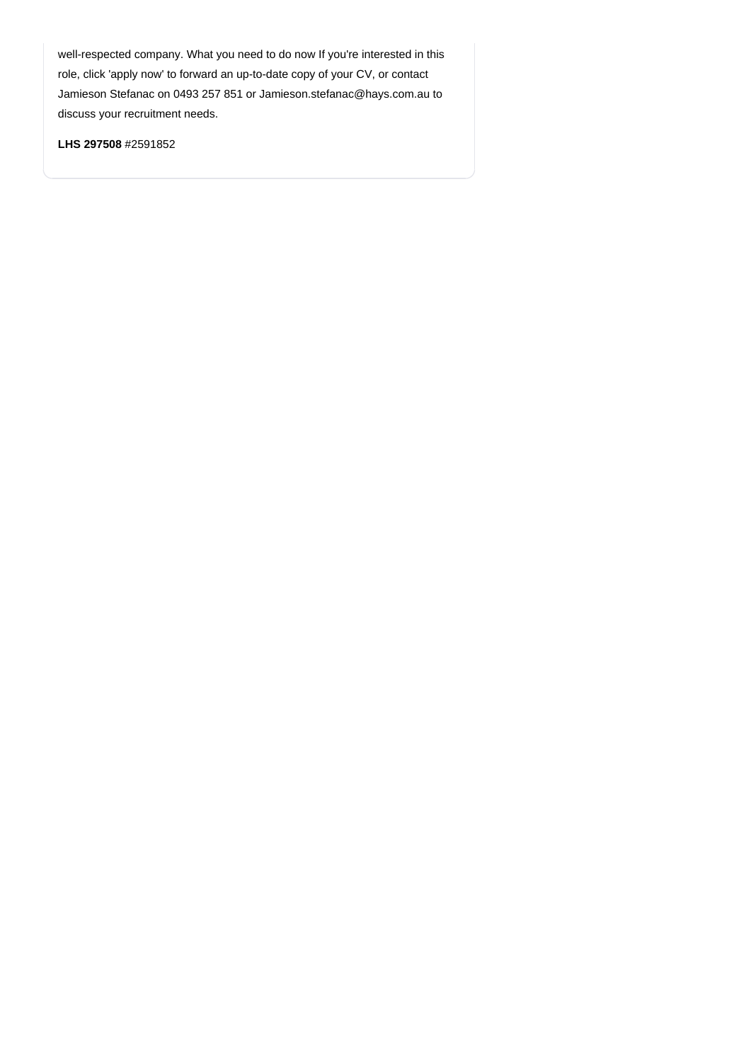well-respected company. What you need to do now If you're interested in this role, click 'apply now' to forward an up-to-date copy of your CV, or contact Jamieson Stefanac on 0493 257 851 or Jamieson.stefanac@hays.com.au to discuss your recruitment needs.

**LHS 297508** #2591852